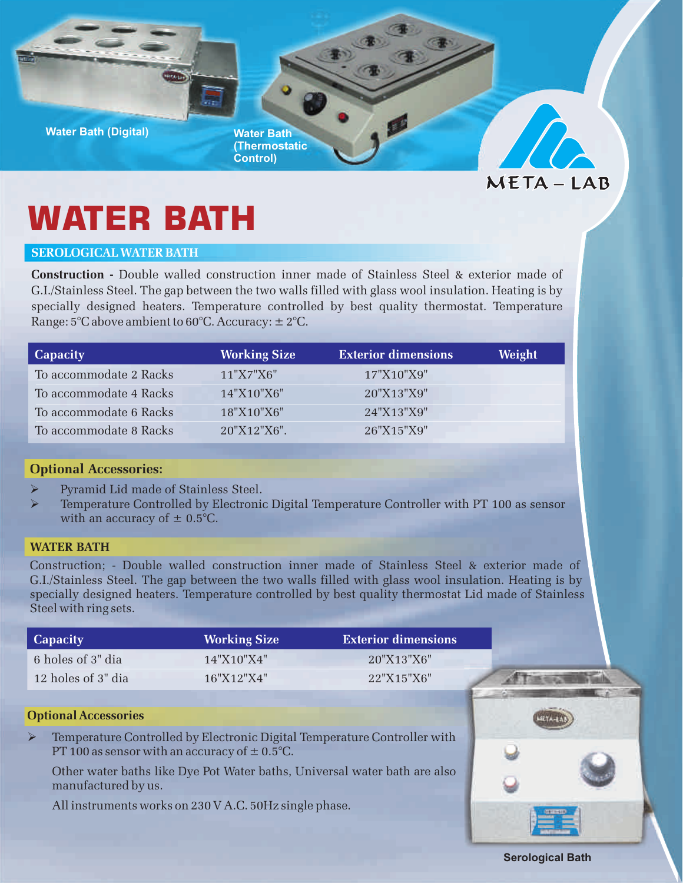Water Bath (Digital)

Water Bath (Thermostatic Control)

META – LAB

# WATER BATH

## SEROLOGICAL WATER BATH

**Construction -** Double walled construction inner made of Stainless Steel & exterior made of G.I./Stainless Steel. The gap between the two walls filled with glass wool insulation. Heating is by specially designed heaters. Temperature controlled by best quality thermostat. Temperature Range: 5°C above ambient to 60°C. Accuracy: ± 2°C.

| Capacity | Working Size | Exterior dimensions | Weight |
|---|---|---|---|
| To accommodate 2 Racks | 11"X7"X6" | 17"X10"X9" | |
| To accommodate 4 Racks | 14"X10"X6" | 20"X13"X9" | |
| To accommodate 6 Racks | 18"X10"X6" | 24"X13"X9" | |
| To accommodate 8 Racks | 20"X12"X6". | 26"X15"X9" | |

### Optional Accessories:

- Pyramid Lid made of Stainless Steel.
- Temperature Controlled by Electronic Digital Temperature Controller with PT 100 as sensor with an accuracy of ± 0.5°C.

## WATER BATH

Construction; - Double walled construction inner made of Stainless Steel & exterior made of G.I./Stainless Steel. The gap between the two walls filled with glass wool insulation. Heating is by specially designed heaters. Temperature controlled by best quality thermostat Lid made of Stainless Steel with ring sets.

| Capacity | Working Size | Exterior dimensions |
|---|---|---|
| 6 holes of 3" dia | 14"X10"X4" | 20"X13"X6" |
| 12 holes of 3" dia | 16"X12"X4" | 22"X15"X6" |

### Optional Accessories

- Temperature Controlled by Electronic Digital Temperature Controller with PT 100 as sensor with an accuracy of ± 0.5°C.

  Other water baths like Dye Pot Water baths, Universal water bath are also manufactured by us.

  All instruments works on 230 V A.C. 50Hz single phase.

Serological Bath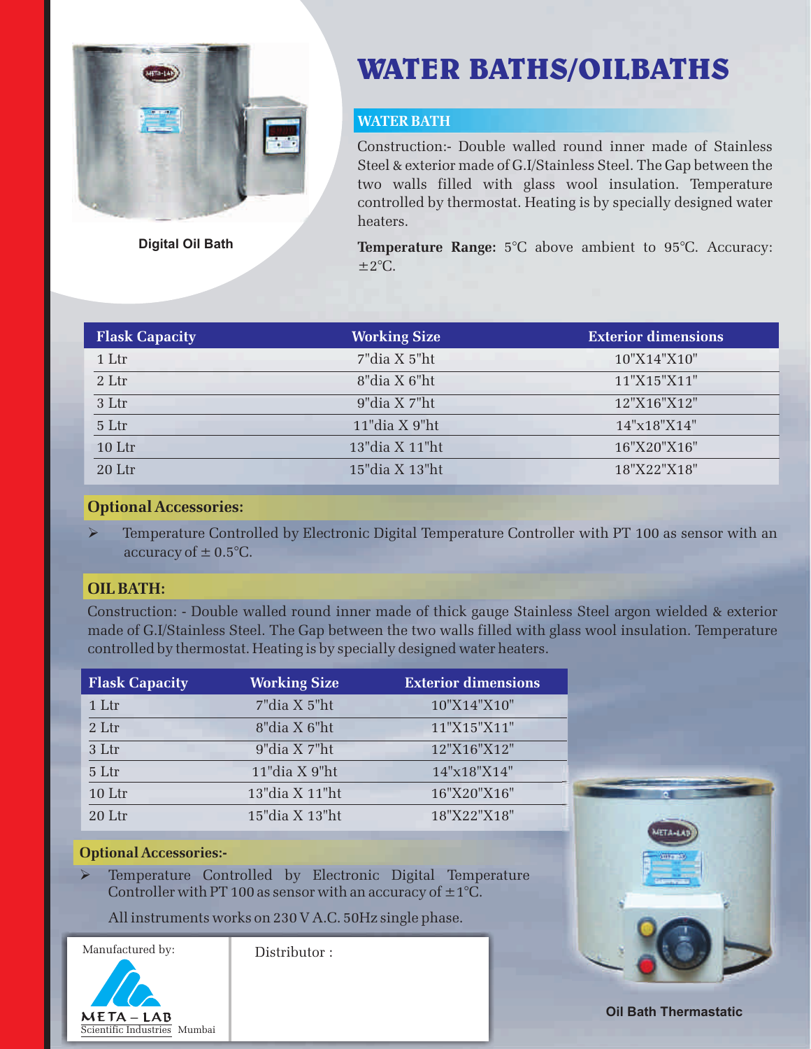Digital Oil Bath

# WATER BATHS/OILBATHS

## WATER BATH

Construction:- Double walled round inner made of Stainless Steel & exterior made of G.I/Stainless Steel. The Gap between the two walls filled with glass wool insulation. Temperature controlled by thermostat. Heating is by specially designed water heaters.

**Temperature Range:** 5°C above ambient to 95°C. Accuracy: ±2°C.

| Flask Capacity | Working Size | Exterior dimensions |
|---|---|---|
| 1 Ltr | 7"dia X 5"ht | 10"X14"X10" |
| 2 Ltr | 8"dia X 6"ht | 11"X15"X11" |
| 3 Ltr | 9"dia X 7"ht | 12"X16"X12" |
| 5 Ltr | 11"dia X 9"ht | 14"x18"X14" |
| 10 Ltr | 13"dia X 11"ht | 16"X20"X16" |
| 20 Ltr | 15"dia X 13"ht | 18"X22"X18" |

### Optional Accessories:

- Temperature Controlled by Electronic Digital Temperature Controller with PT 100 as sensor with an accuracy of ± 0.5°C.

## OIL BATH:

Construction: - Double walled round inner made of thick gauge Stainless Steel argon wielded & exterior made of G.I/Stainless Steel. The Gap between the two walls filled with glass wool insulation. Temperature controlled by thermostat. Heating is by specially designed water heaters.

| Flask Capacity | Working Size | Exterior dimensions |
|---|---|---|
| 1 Ltr | 7"dia X 5"ht | 10"X14"X10" |
| 2 Ltr | 8"dia X 6"ht | 11"X15"X11" |
| 3 Ltr | 9"dia X 7"ht | 12"X16"X12" |
| 5 Ltr | 11"dia X 9"ht | 14"x18"X14" |
| 10 Ltr | 13"dia X 11"ht | 16"X20"X16" |
| 20 Ltr | 15"dia X 13"ht | 18"X22"X18" |

### Optional Accessories:-

- Temperature Controlled by Electronic Digital Temperature Controller with PT 100 as sensor with an accuracy of ±1°C.

All instruments works on 230 V A.C. 50Hz single phase.

Manufactured by:

META – LAB
Scientific Industries Mumbai

Distributor :

Oil Bath Thermastatic